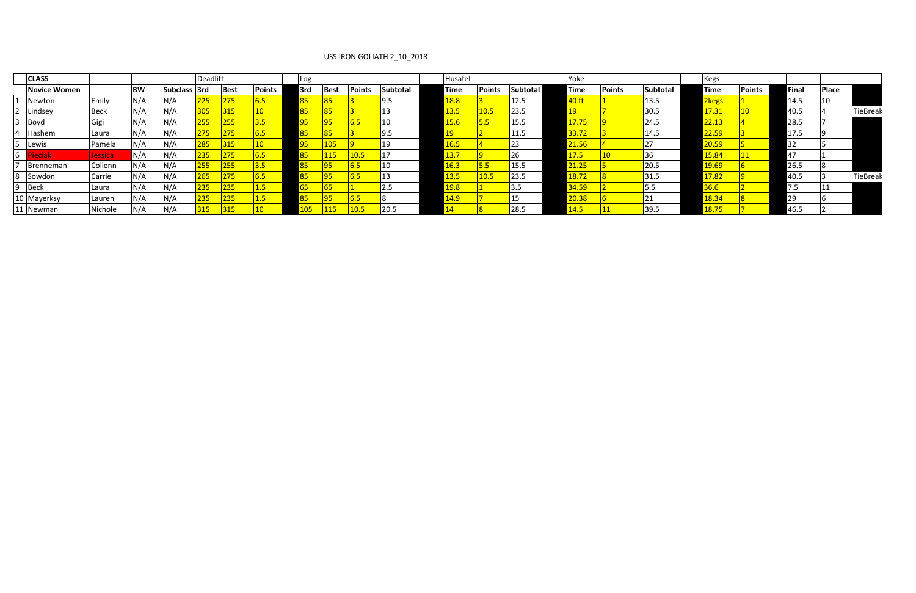USS IRON GOLIATH 2_10_2018

| | CLASS | | | | Deadlift | | | | Log | | | | | Husafel | | | | Yoke | | | | Kegs | | | | | |
|---|---|---|---|---|---|---|---|---|---|---|---|---|---|---|---|---|---|---|---|---|---|---|---|---|---|---|---|
| | Novice Women | | BW | Subclass | 3rd | Best | Points | | 3rd | Best | Points | Subtotal | | Time | Points | Subtotal | | Time | Points | Subtotal | | Time | Points | | Final | Place | |
| 1 | Newton | Emily | N/A | N/A | 225 | 275 | 6.5 | | 85 | 85 | 3 | 9.5 | | 18.8 | 3 | 12.5 | | 40 ft | 1 | 13.5 | | 2kegs | 1 | | 14.5 | 10 | |
| 2 | Lindsey | Beck | N/A | N/A | 305 | 315 | 10 | | 85 | 85 | 3 | 13 | | 13.5 | 10.5 | 23.5 | | 19 | 7 | 30.5 | | 17.31 | 10 | | 40.5 | 4 | TieBreak |
| 3 | Boyd | Gigi | N/A | N/A | 255 | 255 | 3.5 | | 95 | 95 | 6.5 | 10 | | 15.6 | 5.5 | 15.5 | | 17.75 | 9 | 24.5 | | 22.13 | 4 | | 28.5 | 7 | |
| 4 | Hashem | Laura | N/A | N/A | 275 | 275 | 6.5 | | 85 | 85 | 3 | 9.5 | | 19 | 2 | 11.5 | | 33.72 | 3 | 14.5 | | 22.59 | 3 | | 17.5 | 9 | |
| 5 | Lewis | Pamela | N/A | N/A | 285 | 315 | 10 | | 95 | 105 | 9 | 19 | | 16.5 | 4 | 23 | | 21.56 | 4 | 27 | | 20.59 | 5 | | 32 | 5 | |
| 6 | Pieciak | Jessica | N/A | N/A | 235 | 275 | 6.5 | | 85 | 115 | 10.5 | 17 | | 13.7 | 9 | 26 | | 17.5 | 10 | 36 | | 15.84 | 11 | | 47 | 1 | |
| 7 | Brenneman | Collenn | N/A | N/A | 255 | 255 | 3.5 | | 85 | 95 | 6.5 | 10 | | 16.3 | 5.5 | 15.5 | | 21.25 | 5 | 20.5 | | 19.69 | 6 | | 26.5 | 8 | |
| 8 | Sowdon | Carrie | N/A | N/A | 265 | 275 | 6.5 | | 85 | 95 | 6.5 | 13 | | 13.5 | 10.5 | 23.5 | | 18.72 | 8 | 31.5 | | 17.82 | 9 | | 40.5 | 3 | TieBreak |
| 9 | Beck | Laura | N/A | N/A | 235 | 235 | 1.5 | | 65 | 65 | 1 | 2.5 | | 19.8 | 1 | 3.5 | | 34.59 | 2 | 5.5 | | 36.6 | 2 | | 7.5 | 11 | |
| 10 | Mayerksy | Lauren | N/A | N/A | 235 | 235 | 1.5 | | 85 | 95 | 6.5 | 8 | | 14.9 | 7 | 15 | | 20.38 | 6 | 21 | | 18.34 | 8 | | 29 | 6 | |
| 11 | Newman | Nichole | N/A | N/A | 315 | 315 | 10 | | 105 | 115 | 10.5 | 20.5 | | 14 | 8 | 28.5 | | 14.5 | 11 | 39.5 | | 18.75 | 7 | | 46.5 | 2 | |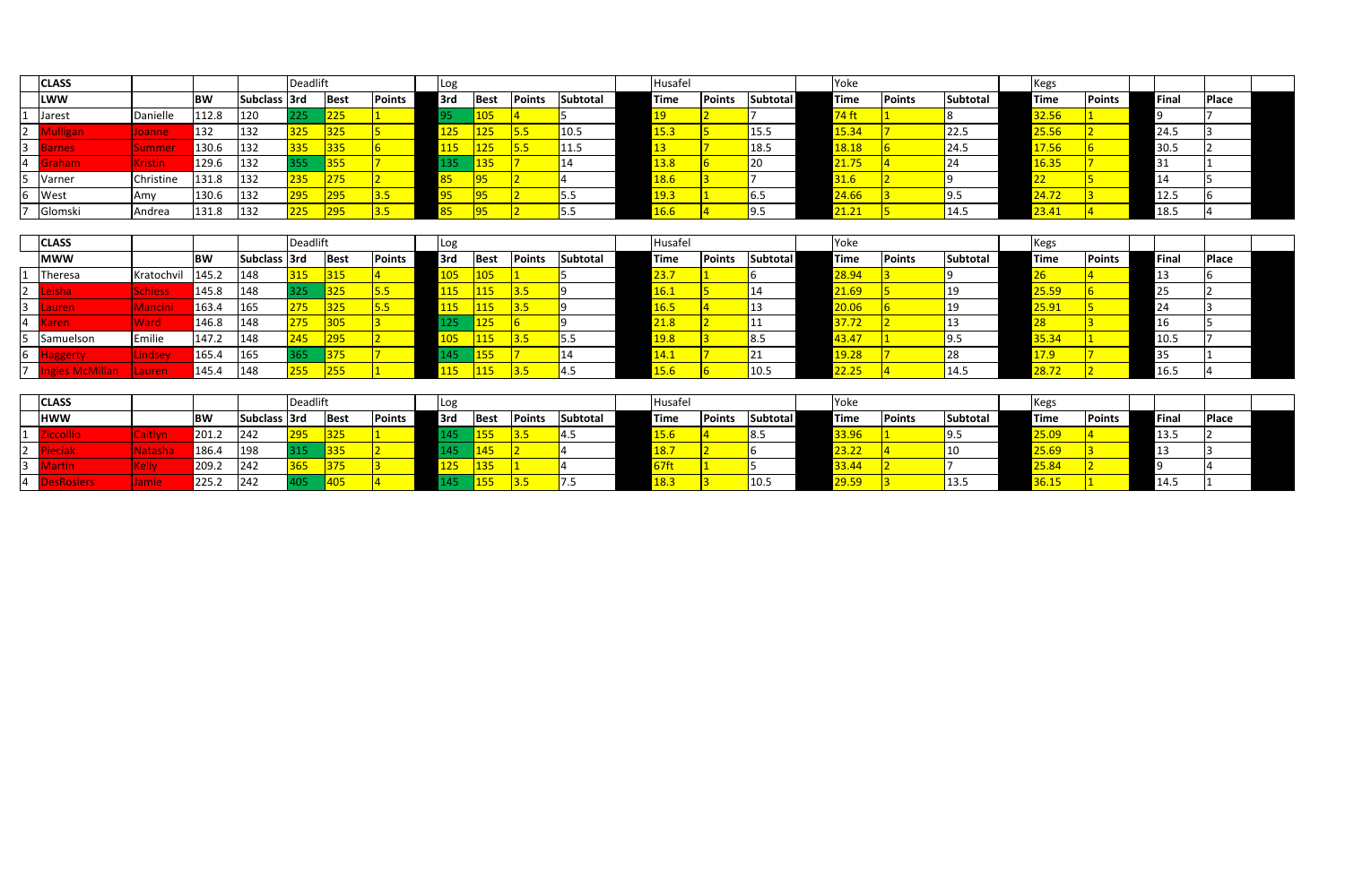| | CLASS | | | | Deadlift | | | | Log | | | | | Husafel | | | | Yoke | | | | Kegs | | | Final | Place |
|---|---|---|---|---|---|---|---|---|---|---|---|---|---|---|---|---|---|---|---|---|---|---|---|---|---|---|
| | LWW | | BW | Subclass | 3rd | Best | Points | | 3rd | Best | Points | Subtotal | | Time | Points | Subtotal | | Time | Points | Subtotal | | Time | Points | | Final | Place |
| 1 | Jarest | Danielle | 112.8 | 120 | 225 | 225 | 1 | | 95 | 105 | 4 | 5 | | 19 | 2 | 7 | | 74 ft | 1 | 8 | | 32.56 | 1 | | 9 | 7 |
| 2 | Mulligan | Joanne | 132 | 132 | 325 | 325 | 5 | | 125 | 125 | 5.5 | 10.5 | | 15.3 | 5 | 15.5 | | 15.34 | 7 | 22.5 | | 25.56 | 2 | | 24.5 | 3 |
| 3 | Barnes | Summer | 130.6 | 132 | 335 | 335 | 6 | | 115 | 125 | 5.5 | 11.5 | | 13 | 7 | 18.5 | | 18.18 | 6 | 24.5 | | 17.56 | 6 | | 30.5 | 2 |
| 4 | Graham | Kristin | 129.6 | 132 | 355 | 355 | 7 | | 135 | 135 | 7 | 14 | | 13.8 | 6 | 20 | | 21.75 | 4 | 24 | | 16.35 | 7 | | 31 | 1 |
| 5 | Varner | Christine | 131.8 | 132 | 235 | 275 | 2 | | 85 | 95 | 2 | 4 | | 18.6 | 3 | 7 | | 31.6 | 2 | 9 | | 22 | 5 | | 14 | 5 |
| 6 | West | Amy | 130.6 | 132 | 295 | 295 | 3.5 | | 95 | 95 | 2 | 5.5 | | 19.3 | 1 | 6.5 | | 24.66 | 3 | 9.5 | | 24.72 | 3 | | 12.5 | 6 |
| 7 | Glomski | Andrea | 131.8 | 132 | 225 | 295 | 3.5 | | 85 | 95 | 2 | 5.5 | | 16.6 | 4 | 9.5 | | 21.21 | 5 | 14.5 | | 23.41 | 4 | | 18.5 | 4 |

| | CLASS | | | | Deadlift | | | | Log | | | | | Husafel | | | | Yoke | | | | Kegs | | | Final | Place |
|---|---|---|---|---|---|---|---|---|---|---|---|---|---|---|---|---|---|---|---|---|---|---|---|---|---|---|
| | MWW | | BW | Subclass | 3rd | Best | Points | | 3rd | Best | Points | Subtotal | | Time | Points | Subtotal | | Time | Points | Subtotal | | Time | Points | | Final | Place |
| 1 | Theresa | Kratochvil | 145.2 | 148 | 315 | 315 | 4 | | 105 | 105 | 1 | 5 | | 23.7 | 1 | 6 | | 28.94 | 3 | 9 | | 26 | 4 | | 13 | 6 |
| 2 | Leisha | Schiess | 145.8 | 148 | 325 | 325 | 5.5 | | 115 | 115 | 3.5 | 9 | | 16.1 | 5 | 14 | | 21.69 | 5 | 19 | | 25.59 | 6 | | 25 | 2 |
| 3 | Lauren | Mancini | 163.4 | 165 | 275 | 325 | 5.5 | | 115 | 115 | 3.5 | 9 | | 16.5 | 4 | 13 | | 20.06 | 6 | 19 | | 25.91 | 5 | | 24 | 3 |
| 4 | Karen | Ward | 146.8 | 148 | 275 | 305 | 3 | | 125 | 125 | 6 | 9 | | 21.8 | 2 | 11 | | 37.72 | 2 | 13 | | 28 | 3 | | 16 | 5 |
| 5 | Samuelson | Emilie | 147.2 | 148 | 245 | 295 | 2 | | 105 | 115 | 3.5 | 5.5 | | 19.8 | 3 | 8.5 | | 43.47 | 1 | 9.5 | | 35.34 | 1 | | 10.5 | 7 |
| 6 | Haggerty | Lindsey | 165.4 | 165 | 365 | 375 | 7 | | 145 | 155 | 7 | 14 | | 14.1 | 7 | 21 | | 19.28 | 7 | 28 | | 17.9 | 7 | | 35 | 1 |
| 7 | Ingles McMillan | Lauren | 145.4 | 148 | 255 | 255 | 1 | | 115 | 115 | 3.5 | 4.5 | | 15.6 | 6 | 10.5 | | 22.25 | 4 | 14.5 | | 28.72 | 2 | | 16.5 | 4 |

| | CLASS | | | | Deadlift | | | | Log | | | | | Husafel | | | | Yoke | | | | Kegs | | | Final | Place |
|---|---|---|---|---|---|---|---|---|---|---|---|---|---|---|---|---|---|---|---|---|---|---|---|---|---|---|
| | HWW | | BW | Subclass | 3rd | Best | Points | | 3rd | Best | Points | Subtotal | | Time | Points | Subtotal | | Time | Points | Subtotal | | Time | Points | | Final | Place |
| 1 | Ziccollio | Caitlyn | 201.2 | 242 | 295 | 325 | 1 | | 145 | 155 | 3.5 | 4.5 | | 15.6 | 4 | 8.5 | | 33.96 | 1 | 9.5 | | 25.09 | 4 | | 13.5 | 2 |
| 2 | Pieciak | Natasha | 186.4 | 198 | 315 | 335 | 2 | | 145 | 145 | 2 | 4 | | 18.7 | 2 | 6 | | 23.22 | 4 | 10 | | 25.69 | 3 | | 13 | 3 |
| 3 | Martin | Kelly | 209.2 | 242 | 365 | 375 | 3 | | 125 | 135 | 1 | 4 | | 67ft | 1 | 5 | | 33.44 | 2 | 7 | | 25.84 | 2 | | 9 | 4 |
| 4 | DesRosiers | Jamie | 225.2 | 242 | 405 | 405 | 4 | | 145 | 155 | 3.5 | 7.5 | | 18.3 | 3 | 10.5 | | 29.59 | 3 | 13.5 | | 36.15 | 1 | | 14.5 | 1 |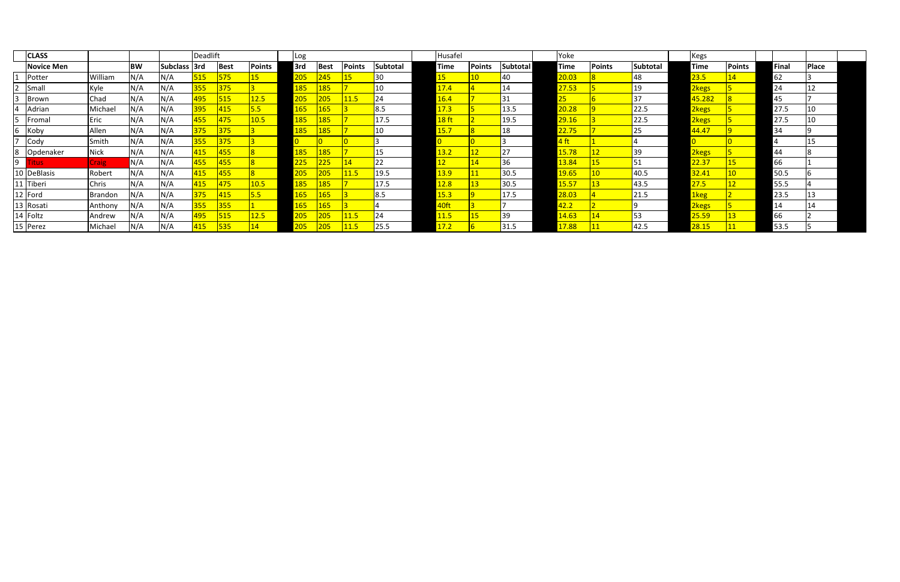| | CLASS | | | | Deadlift | | | | Log | | | | | Husafel | | | | Yoke | | | | Kegs | | | | | |
|---|---|---|---|---|---|---|---|---|---|---|---|---|---|---|---|---|---|---|---|---|---|---|---|---|---|---|---|
| | Novice Men | | BW | Subclass | 3rd | Best | Points | | 3rd | Best | Points | Subtotal | | Time | Points | Subtotal | | Time | Points | Subtotal | | Time | Points | | Final | Place | |
| 1 | Potter | William | N/A | N/A | 515 | 575 | 15 | | 205 | 245 | 15 | 30 | | 15 | 10 | 40 | | 20.03 | 8 | 48 | | 23.5 | 14 | | 62 | 3 | |
| 2 | Small | Kyle | N/A | N/A | 355 | 375 | 3 | | 185 | 185 | 7 | 10 | | 17.4 | 4 | 14 | | 27.53 | 5 | 19 | | 2kegs | 5 | | 24 | 12 | |
| 3 | Brown | Chad | N/A | N/A | 495 | 515 | 12.5 | | 205 | 205 | 11.5 | 24 | | 16.4 | 7 | 31 | | 25 | 6 | 37 | | 45.282 | 8 | | 45 | 7 | |
| 4 | Adrian | Michael | N/A | N/A | 395 | 415 | 5.5 | | 165 | 165 | 3 | 8.5 | | 17.3 | 5 | 13.5 | | 20.28 | 9 | 22.5 | | 2kegs | 5 | | 27.5 | 10 | |
| 5 | Fromal | Eric | N/A | N/A | 455 | 475 | 10.5 | | 185 | 185 | 7 | 17.5 | | 18 ft | 2 | 19.5 | | 29.16 | 3 | 22.5 | | 2kegs | 5 | | 27.5 | 10 | |
| 6 | Koby | Allen | N/A | N/A | 375 | 375 | 3 | | 185 | 185 | 7 | 10 | | 15.7 | 8 | 18 | | 22.75 | 7 | 25 | | 44.47 | 9 | | 34 | 9 | |
| 7 | Cody | Smith | N/A | N/A | 355 | 375 | 3 | | 0 | 0 | 0 | 3 | | 0 | 0 | 3 | | 4 ft | 1 | 4 | | 0 | 0 | | 4 | 15 | |
| 8 | Opdenaker | Nick | N/A | N/A | 415 | 455 | 8 | | 185 | 185 | 7 | 15 | | 13.2 | 12 | 27 | | 15.78 | 12 | 39 | | 2kegs | 5 | | 44 | 8 | |
| 9 | Titus | Craig | N/A | N/A | 455 | 455 | 8 | | 225 | 225 | 14 | 22 | | 12 | 14 | 36 | | 13.84 | 15 | 51 | | 22.37 | 15 | | 66 | 1 | |
| 10 | DeBlasis | Robert | N/A | N/A | 415 | 455 | 8 | | 205 | 205 | 11.5 | 19.5 | | 13.9 | 11 | 30.5 | | 19.65 | 10 | 40.5 | | 32.41 | 10 | | 50.5 | 6 | |
| 11 | Tiberi | Chris | N/A | N/A | 415 | 475 | 10.5 | | 185 | 185 | 7 | 17.5 | | 12.8 | 13 | 30.5 | | 15.57 | 13 | 43.5 | | 27.5 | 12 | | 55.5 | 4 | |
| 12 | Ford | Brandon | N/A | N/A | 375 | 415 | 5.5 | | 165 | 165 | 3 | 8.5 | | 15.3 | 9 | 17.5 | | 28.03 | 4 | 21.5 | | 1keg | 2 | | 23.5 | 13 | |
| 13 | Rosati | Anthony | N/A | N/A | 355 | 355 | 1 | | 165 | 165 | 3 | 4 | | 40ft | 3 | 7 | | 42.2 | 2 | 9 | | 2kegs | 5 | | 14 | 14 | |
| 14 | Foltz | Andrew | N/A | N/A | 495 | 515 | 12.5 | | 205 | 205 | 11.5 | 24 | | 11.5 | 15 | 39 | | 14.63 | 14 | 53 | | 25.59 | 13 | | 66 | 2 | |
| 15 | Perez | Michael | N/A | N/A | 415 | 535 | 14 | | 205 | 205 | 11.5 | 25.5 | | 17.2 | 6 | 31.5 | | 17.88 | 11 | 42.5 | | 28.15 | 11 | | 53.5 | 5 | |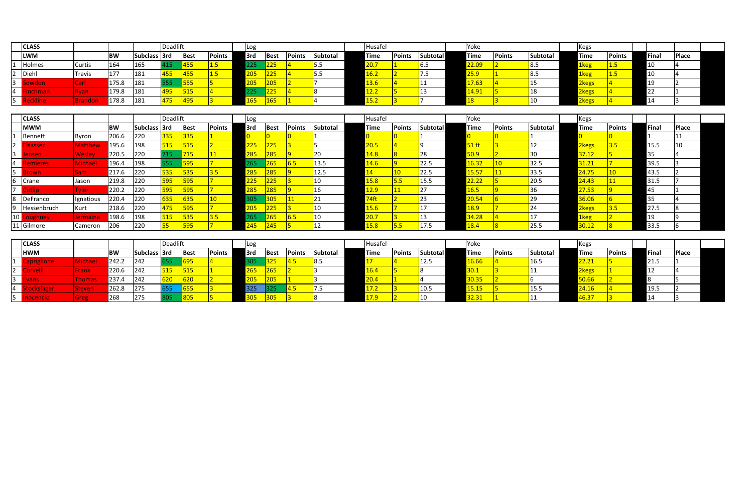| | CLASS | | | | Deadlift | | | Log | | | | Husafel | | | Yoke | | | Kegs | | | |
|---|---|---|---|---|---|---|---|---|---|---|---|---|---|---|---|---|---|---|---|---|---|
| | LWM | | BW | Subclass | 3rd | Best | Points | 3rd | Best | Points | Subtotal | Time | Points | Subtotal | Time | Points | Subtotal | Time | Points | Final | Place |
| 1 | Holmes | Curtis | 164 | 165 | 415 | 455 | 1.5 | 225 | 225 | 4 | 5.5 | 20.7 | 1 | 6.5 | 22.09 | 2 | 8.5 | 1keg | 1.5 | 10 | 4 |
| 2 | Diehl | Travis | 177 | 181 | 455 | 455 | 1.5 | 205 | 225 | 4 | 5.5 | 16.2 | 2 | 7.5 | 25.9 | 1 | 8.5 | 1keg | 1.5 | 10 | 4 |
| 3 | Sowdon | Carl | 175.8 | 181 | 555 | 555 | 5 | 205 | 205 | 2 | 7 | 13.6 | 4 | 11 | 17.63 | 4 | 15 | 2kegs | 4 | 19 | 2 |
| 4 | Finchman | Ryan | 179.8 | 181 | 495 | 515 | 4 | 225 | 225 | 4 | 8 | 12.2 | 5 | 13 | 14.91 | 5 | 18 | 2kegs | 4 | 22 | 1 |
| 5 | Reckline | Brandon | 178.8 | 181 | 475 | 495 | 3 | 165 | 165 | 1 | 4 | 15.2 | 3 | 7 | 18 | 3 | 10 | 2kegs | 4 | 14 | 3 |

| | CLASS | | | | Deadlift | | | Log | | | | Husafel | | | Yoke | | | Kegs | | | |
|---|---|---|---|---|---|---|---|---|---|---|---|---|---|---|---|---|---|---|---|---|---|
| | MWM | | BW | Subclass | 3rd | Best | Points | 3rd | Best | Points | Subtotal | Time | Points | Subtotal | Time | Points | Subtotal | Time | Points | Final | Place |
| 1 | Bennett | Byron | 206.6 | 220 | 335 | 335 | 1 | 0 | 0 | 0 | 1 | 0 | 0 | 1 | 0 | 0 | 1 | 0 | 0 | 1 | 11 |
| 2 | Elsasser | Matthew | 195.6 | 198 | 515 | 515 | 2 | 225 | 225 | 3 | 5 | 20.5 | 4 | 9 | 51 ft | 3 | 12 | 2kegs | 3.5 | 15.5 | 10 |
| 3 | Jensen | Wesley | 220.5 | 220 | 715 | 715 | 11 | 285 | 285 | 9 | 20 | 14.8 | 8 | 28 | 50.9 | 2 | 30 | 37.12 | 5 | 35 | 4 |
| 4 | Remieres | Michael | 196.4 | 198 | 555 | 595 | 7 | 265 | 265 | 6.5 | 13.5 | 14.6 | 9 | 22.5 | 16.32 | 10 | 32.5 | 31.21 | 7 | 39.5 | 3 |
| 5 | Brown | Sam | 217.6 | 220 | 535 | 535 | 3.5 | 285 | 285 | 9 | 12.5 | 14 | 10 | 22.5 | 15.57 | 11 | 33.5 | 24.75 | 10 | 43.5 | 2 |
| 6 | Crane | Jason | 219.8 | 220 | 595 | 595 | 7 | 225 | 225 | 3 | 10 | 15.8 | 5.5 | 15.5 | 22.22 | 5 | 20.5 | 24.43 | 11 | 31.5 | 7 |
| 7 | Cutlip | Tyler | 220.2 | 220 | 595 | 595 | 7 | 285 | 285 | 9 | 16 | 12.9 | 11 | 27 | 16.5 | 9 | 36 | 27.53 | 9 | 45 | 1 |
| 8 | DeFranco | Ignatious | 220.4 | 220 | 635 | 635 | 10 | 305 | 305 | 11 | 21 | 74ft | 2 | 23 | 20.54 | 6 | 29 | 36.06 | 6 | 35 | 4 |
| 9 | Hessenbruch | Kurt | 218.6 | 220 | 475 | 595 | 7 | 205 | 225 | 3 | 10 | 15.6 | 7 | 17 | 18.9 | 7 | 24 | 2kegs | 3.5 | 27.5 | 8 |
| 10 | Loughney | Jermaine | 198.6 | 198 | 515 | 535 | 3.5 | 265 | 265 | 6.5 | 10 | 20.7 | 3 | 13 | 34.28 | 4 | 17 | 1keg | 2 | 19 | 9 |
| 11 | Gilmore | Cameron | 206 | 220 | 55 | 595 | 7 | 245 | 245 | 5 | 12 | 15.8 | 5.5 | 17.5 | 18.4 | 8 | 25.5 | 30.12 | 8 | 33.5 | 6 |

| | CLASS | | | | Deadlift | | | Log | | | | Husafel | | | Yoke | | | Kegs | | | |
|---|---|---|---|---|---|---|---|---|---|---|---|---|---|---|---|---|---|---|---|---|---|
| | HWM | | BW | Subclass | 3rd | Best | Points | 3rd | Best | Points | Subtotal | Time | Points | Subtotal | Time | Points | Subtotal | Time | Points | Final | Place |
| 1 | Capriglione | Michael | 242.2 | 242 | 655 | 695 | 4 | 305 | 325 | 4.5 | 8.5 | 17 | 4 | 12.5 | 16.66 | 4 | 16.5 | 22.21 | 5 | 21.5 | 1 |
| 2 | Corvelli | Frank | 220.6 | 242 | 515 | 515 | 1 | 265 | 265 | 2 | 3 | 16.4 | 5 | 8 | 30.1 | 3 | 11 | 2kegs | 1 | 12 | 4 |
| 3 | Evans | Thomas | 237.4 | 242 | 620 | 620 | 2 | 205 | 205 | 1 | 3 | 20.4 | 1 | 4 | 30.35 | 2 | 6 | 50.66 | 2 | 8 | 5 |
| 4 | Stockslager | Steven | 262.8 | 275 | 655 | 655 | 3 | 325 | 325 | 4.5 | 7.5 | 17.2 | 3 | 10.5 | 15.15 | 5 | 15.5 | 24.16 | 4 | 19.5 | 2 |
| 5 | Inocencio | Greg | 268 | 275 | 805 | 805 | 5 | 305 | 305 | 3 | 8 | 17.9 | 2 | 10 | 32.31 | 1 | 11 | 46.37 | 3 | 14 | 3 |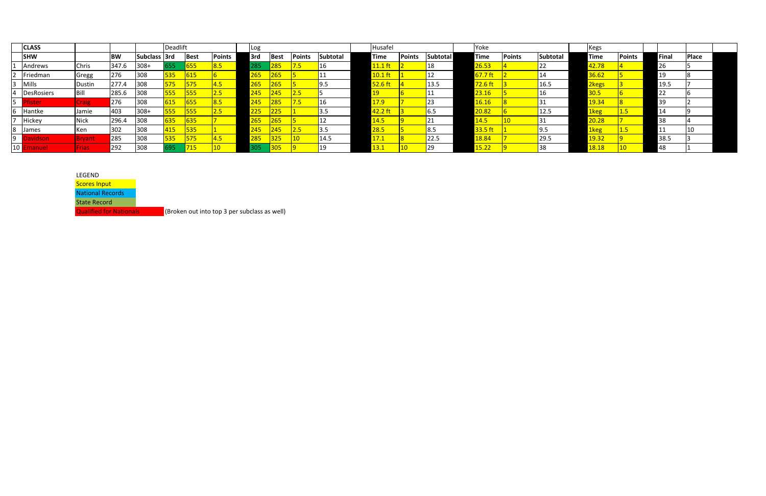| | CLASS | | | | Deadlift | | | | Log | | | | | Husafel | | | | Yoke | | | | Kegs | | | | | |
|---|---|---|---|---|---|---|---|---|---|---|---|---|---|---|---|---|---|---|---|---|---|---|---|---|---|---|---|
| | SHW | | BW | Subclass | 3rd | Best | Points | | 3rd | Best | Points | Subtotal | | Time | Points | Subtotal | | Time | Points | Subtotal | | Time | Points | | Final | Place | |
| 1 | Andrews | Chris | 347.6 | 308+ | 655 | 655 | 8.5 | | 285 | 285 | 7.5 | 16 | | 11.1 ft | 2 | 18 | | 26.53 | 4 | 22 | | 42.78 | 4 | | 26 | 5 | |
| 2 | Friedman | Gregg | 276 | 308 | 535 | 615 | 6 | | 265 | 265 | 5 | 11 | | 10.1 ft | 1 | 12 | | 67.7 ft | 2 | 14 | | 36.62 | 5 | | 19 | 8 | |
| 3 | Mills | Dustin | 277.4 | 308 | 575 | 575 | 4.5 | | 265 | 265 | 5 | 9.5 | | 52.6 ft | 4 | 13.5 | | 72.6 ft | 3 | 16.5 | | 2kegs | 3 | | 19.5 | 7 | |
| 4 | DesRosiers | Bill | 285.6 | 308 | 555 | 555 | 2.5 | | 245 | 245 | 2.5 | 5 | | 19 | 6 | 11 | | 23.16 | 5 | 16 | | 30.5 | 6 | | 22 | 6 | |
| 5 | Pfister | Craig | 276 | 308 | 615 | 655 | 8.5 | | 245 | 285 | 7.5 | 16 | | 17.9 | 7 | 23 | | 16.16 | 8 | 31 | | 19.34 | 8 | | 39 | 2 | |
| 6 | Hantke | Jamie | 403 | 308+ | 555 | 555 | 2.5 | | 225 | 225 | 1 | 3.5 | | 42.2 ft | 3 | 6.5 | | 20.82 | 6 | 12.5 | | 1keg | 1.5 | | 14 | 9 | |
| 7 | Hickey | Nick | 296.4 | 308 | 635 | 635 | 7 | | 265 | 265 | 5 | 12 | | 14.5 | 9 | 21 | | 14.5 | 10 | 31 | | 20.28 | 7 | | 38 | 4 | |
| 8 | James | Ken | 302 | 308 | 415 | 535 | 1 | | 245 | 245 | 2.5 | 3.5 | | 28.5 | 5 | 8.5 | | 33.5 ft | 1 | 9.5 | | 1keg | 1.5 | | 11 | 10 | |
| 9 | Davidson | Bryant | 285 | 308 | 535 | 575 | 4.5 | | 285 | 325 | 10 | 14.5 | | 17.1 | 8 | 22.5 | | 18.84 | 7 | 29.5 | | 19.32 | 9 | | 38.5 | 3 | |
| 10 | Emanuel | Frias | 292 | 308 | 695 | 715 | 10 | | 305 | 305 | 9 | 19 | | 13.1 | 10 | 29 | | 15.22 | 9 | 38 | | 18.18 | 10 | | 48 | 1 | |

LEGEND

Scores Input

National Records

State Record

Qualified for Nationals (Broken out into top 3 per subclass as well)